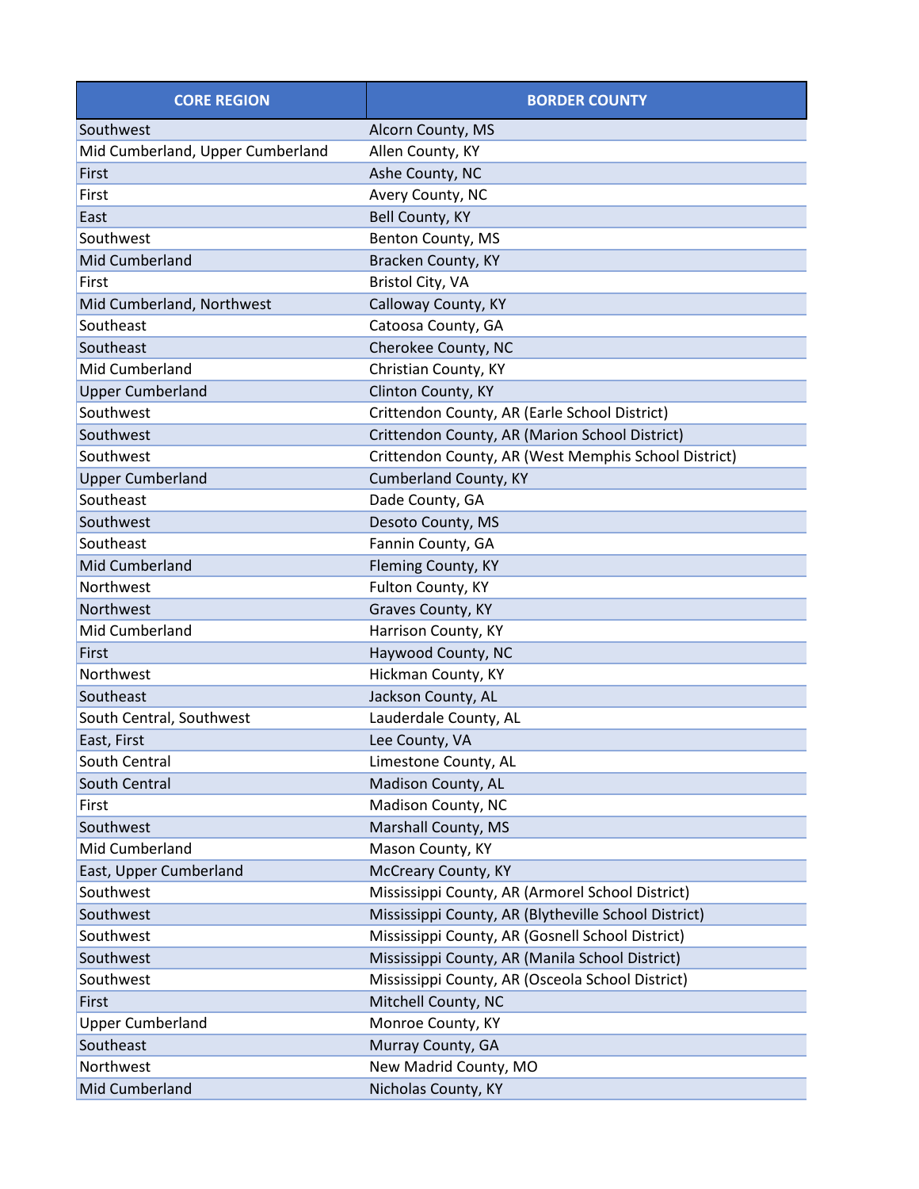| CORE REGION | BORDER COUNTY |
| --- | --- |
| Southwest | Alcorn County, MS |
| Mid Cumberland, Upper Cumberland | Allen County, KY |
| First | Ashe County, NC |
| First | Avery County, NC |
| East | Bell County, KY |
| Southwest | Benton County, MS |
| Mid Cumberland | Bracken County, KY |
| First | Bristol City, VA |
| Mid Cumberland, Northwest | Calloway County, KY |
| Southeast | Catoosa County, GA |
| Southeast | Cherokee County, NC |
| Mid Cumberland | Christian County, KY |
| Upper Cumberland | Clinton County, KY |
| Southwest | Crittendon County, AR (Earle School District) |
| Southwest | Crittendon County, AR (Marion School District) |
| Southwest | Crittendon County, AR (West Memphis School District) |
| Upper Cumberland | Cumberland County, KY |
| Southeast | Dade County, GA |
| Southwest | Desoto County, MS |
| Southeast | Fannin County, GA |
| Mid Cumberland | Fleming County, KY |
| Northwest | Fulton County, KY |
| Northwest | Graves County, KY |
| Mid Cumberland | Harrison County, KY |
| First | Haywood County, NC |
| Northwest | Hickman County, KY |
| Southeast | Jackson County, AL |
| South Central, Southwest | Lauderdale County, AL |
| East, First | Lee County, VA |
| South Central | Limestone County, AL |
| South Central | Madison County, AL |
| First | Madison County, NC |
| Southwest | Marshall County, MS |
| Mid Cumberland | Mason County, KY |
| East, Upper Cumberland | McCreary County, KY |
| Southwest | Mississippi County, AR (Armorel School District) |
| Southwest | Mississippi County, AR (Blytheville School District) |
| Southwest | Mississippi County, AR (Gosnell School District) |
| Southwest | Mississippi County, AR (Manila School District) |
| Southwest | Mississippi County, AR (Osceola School District) |
| First | Mitchell County, NC |
| Upper Cumberland | Monroe County, KY |
| Southeast | Murray County, GA |
| Northwest | New Madrid County, MO |
| Mid Cumberland | Nicholas County, KY |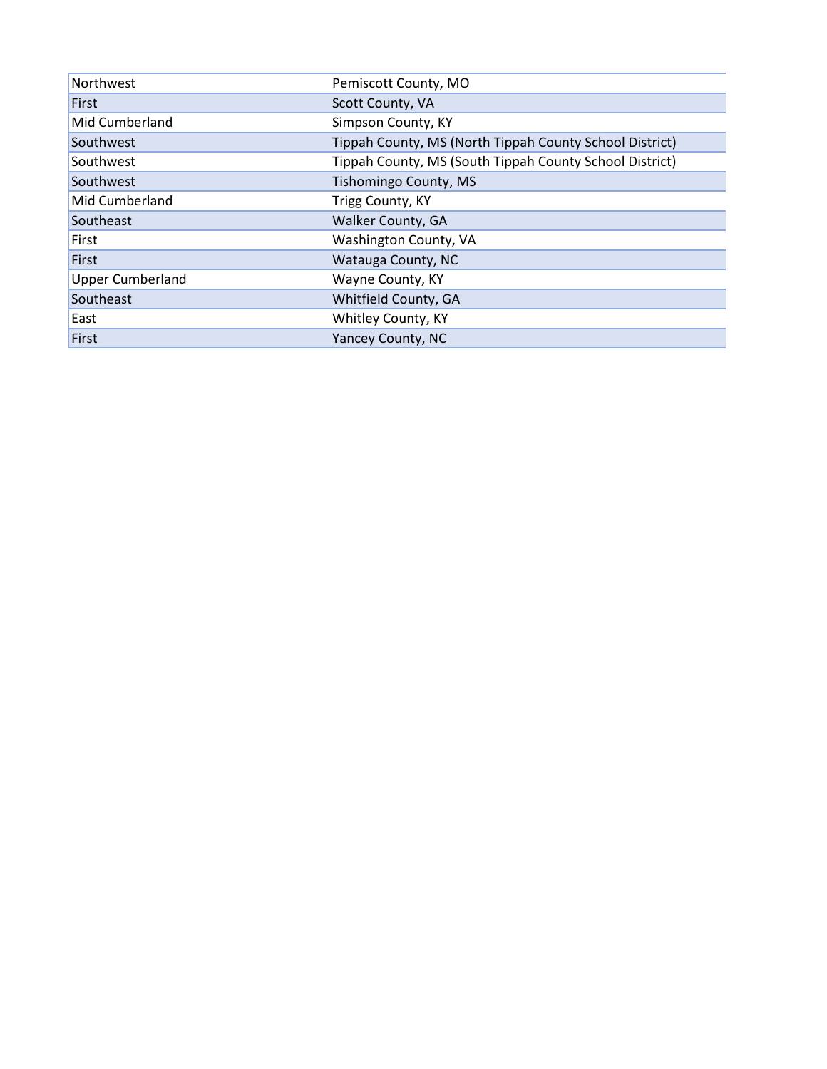| | |
|---|---|
| Northwest | Pemiscott County, MO |
| First | Scott County, VA |
| Mid Cumberland | Simpson County, KY |
| Southwest | Tippah County, MS (North Tippah County School District) |
| Southwest | Tippah County, MS (South Tippah County School District) |
| Southwest | Tishomingo County, MS |
| Mid Cumberland | Trigg County, KY |
| Southeast | Walker County, GA |
| First | Washington County, VA |
| First | Watauga County, NC |
| Upper Cumberland | Wayne County, KY |
| Southeast | Whitfield County, GA |
| East | Whitley County, KY |
| First | Yancey County, NC |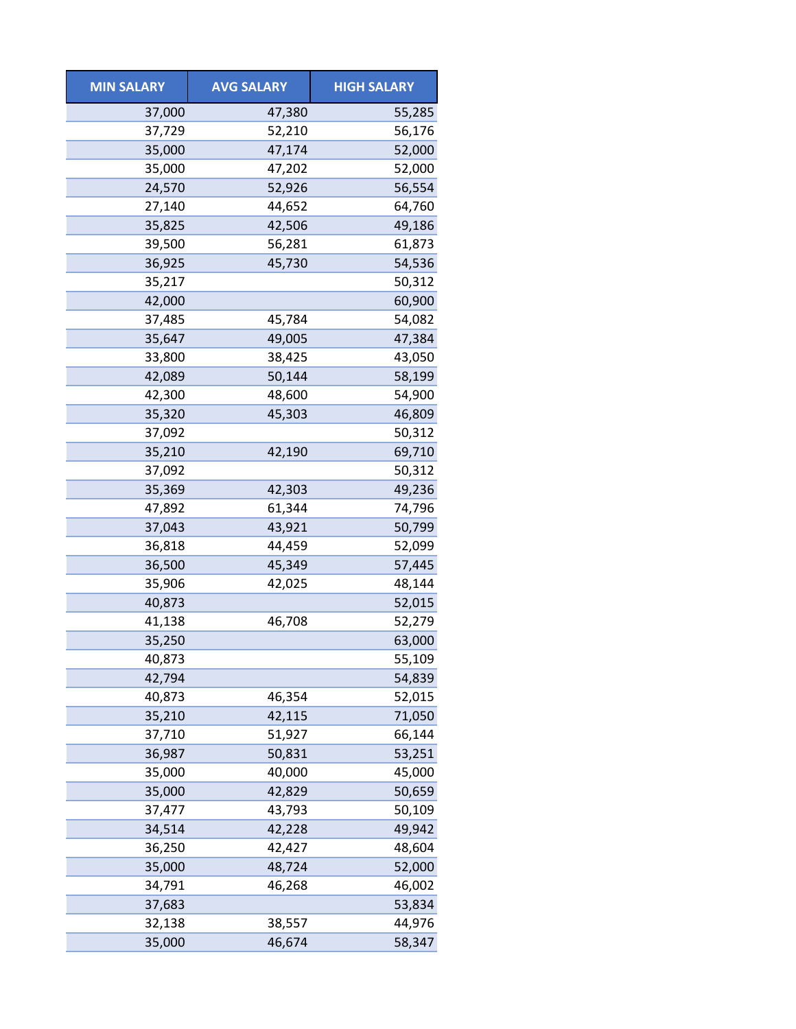| MIN SALARY | AVG SALARY | HIGH SALARY |
|---:|---:|---:|
| 37,000 | 47,380 | 55,285 |
| 37,729 | 52,210 | 56,176 |
| 35,000 | 47,174 | 52,000 |
| 35,000 | 47,202 | 52,000 |
| 24,570 | 52,926 | 56,554 |
| 27,140 | 44,652 | 64,760 |
| 35,825 | 42,506 | 49,186 |
| 39,500 | 56,281 | 61,873 |
| 36,925 | 45,730 | 54,536 |
| 35,217 | | 50,312 |
| 42,000 | | 60,900 |
| 37,485 | 45,784 | 54,082 |
| 35,647 | 49,005 | 47,384 |
| 33,800 | 38,425 | 43,050 |
| 42,089 | 50,144 | 58,199 |
| 42,300 | 48,600 | 54,900 |
| 35,320 | 45,303 | 46,809 |
| 37,092 | | 50,312 |
| 35,210 | 42,190 | 69,710 |
| 37,092 | | 50,312 |
| 35,369 | 42,303 | 49,236 |
| 47,892 | 61,344 | 74,796 |
| 37,043 | 43,921 | 50,799 |
| 36,818 | 44,459 | 52,099 |
| 36,500 | 45,349 | 57,445 |
| 35,906 | 42,025 | 48,144 |
| 40,873 | | 52,015 |
| 41,138 | 46,708 | 52,279 |
| 35,250 | | 63,000 |
| 40,873 | | 55,109 |
| 42,794 | | 54,839 |
| 40,873 | 46,354 | 52,015 |
| 35,210 | 42,115 | 71,050 |
| 37,710 | 51,927 | 66,144 |
| 36,987 | 50,831 | 53,251 |
| 35,000 | 40,000 | 45,000 |
| 35,000 | 42,829 | 50,659 |
| 37,477 | 43,793 | 50,109 |
| 34,514 | 42,228 | 49,942 |
| 36,250 | 42,427 | 48,604 |
| 35,000 | 48,724 | 52,000 |
| 34,791 | 46,268 | 46,002 |
| 37,683 | | 53,834 |
| 32,138 | 38,557 | 44,976 |
| 35,000 | 46,674 | 58,347 |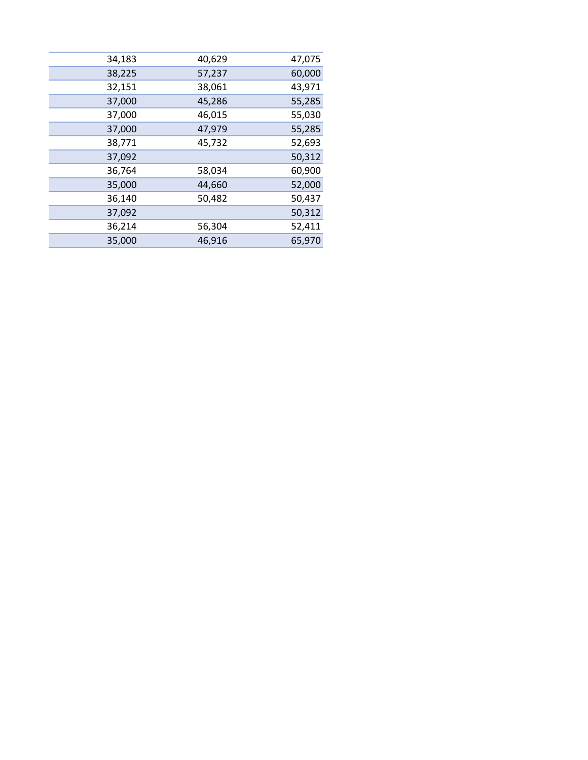| | | |
|---|---|---|
| 34,183 | 40,629 | 47,075 |
| 38,225 | 57,237 | 60,000 |
| 32,151 | 38,061 | 43,971 |
| 37,000 | 45,286 | 55,285 |
| 37,000 | 46,015 | 55,030 |
| 37,000 | 47,979 | 55,285 |
| 38,771 | 45,732 | 52,693 |
| 37,092 | | 50,312 |
| 36,764 | 58,034 | 60,900 |
| 35,000 | 44,660 | 52,000 |
| 36,140 | 50,482 | 50,437 |
| 37,092 | | 50,312 |
| 36,214 | 56,304 | 52,411 |
| 35,000 | 46,916 | 65,970 |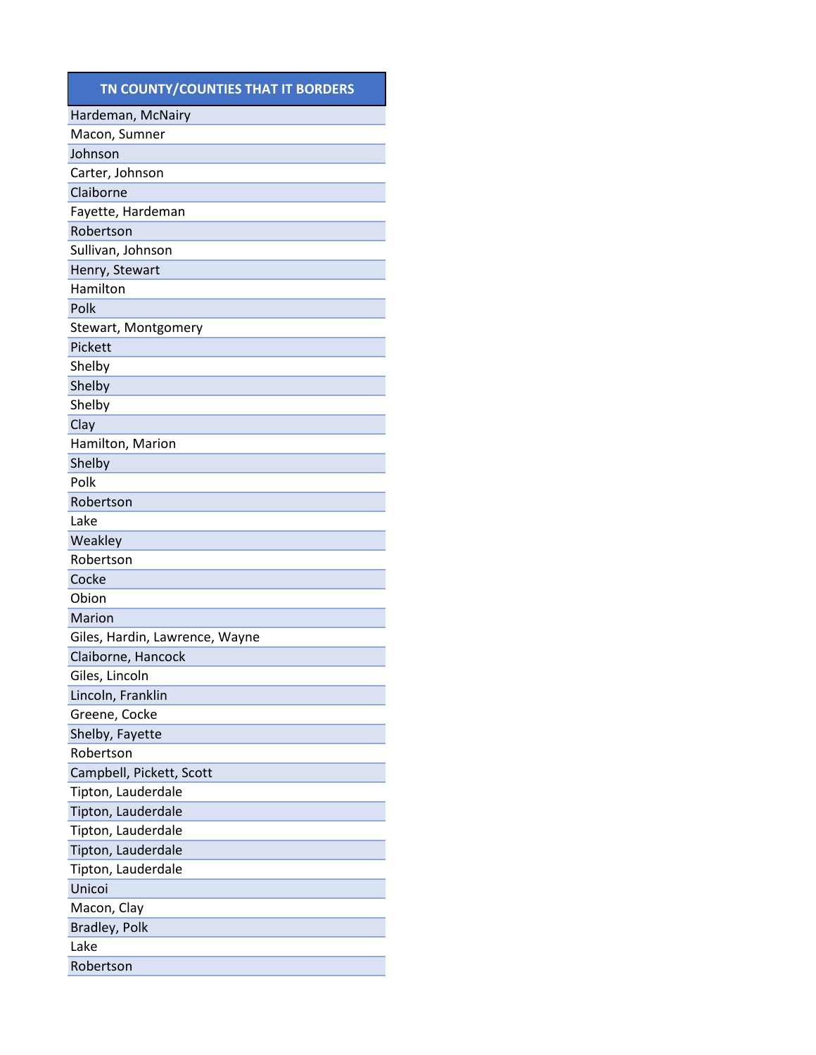| TN COUNTY/COUNTIES THAT IT BORDERS |
| --- |
| Hardeman, McNairy |
| Macon, Sumner |
| Johnson |
| Carter, Johnson |
| Claiborne |
| Fayette, Hardeman |
| Robertson |
| Sullivan, Johnson |
| Henry, Stewart |
| Hamilton |
| Polk |
| Stewart, Montgomery |
| Pickett |
| Shelby |
| Shelby |
| Shelby |
| Clay |
| Hamilton, Marion |
| Shelby |
| Polk |
| Robertson |
| Lake |
| Weakley |
| Robertson |
| Cocke |
| Obion |
| Marion |
| Giles, Hardin, Lawrence, Wayne |
| Claiborne, Hancock |
| Giles, Lincoln |
| Lincoln, Franklin |
| Greene, Cocke |
| Shelby, Fayette |
| Robertson |
| Campbell, Pickett, Scott |
| Tipton, Lauderdale |
| Tipton, Lauderdale |
| Tipton, Lauderdale |
| Tipton, Lauderdale |
| Tipton, Lauderdale |
| Unicoi |
| Macon, Clay |
| Bradley, Polk |
| Lake |
| Robertson |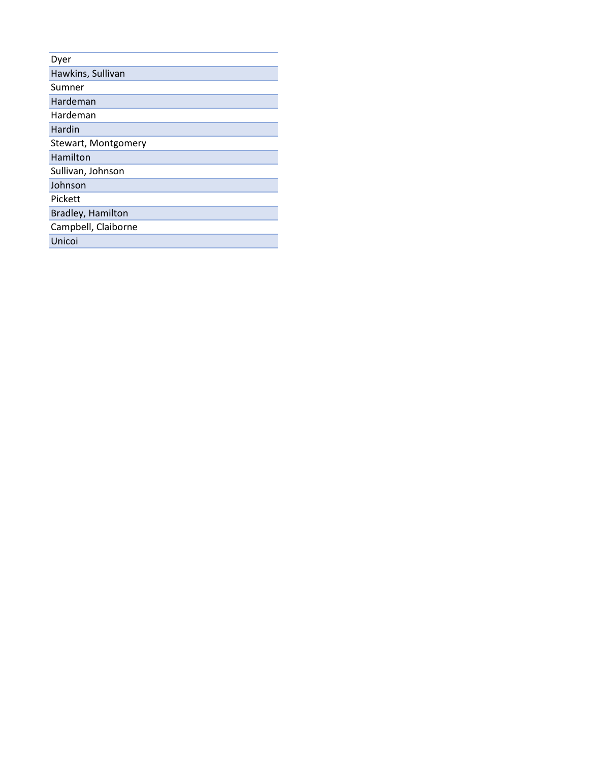| |
|---|
| Dyer |
| Hawkins, Sullivan |
| Sumner |
| Hardeman |
| Hardeman |
| Hardin |
| Stewart, Montgomery |
| Hamilton |
| Sullivan, Johnson |
| Johnson |
| Pickett |
| Bradley, Hamilton |
| Campbell, Claiborne |
| Unicoi |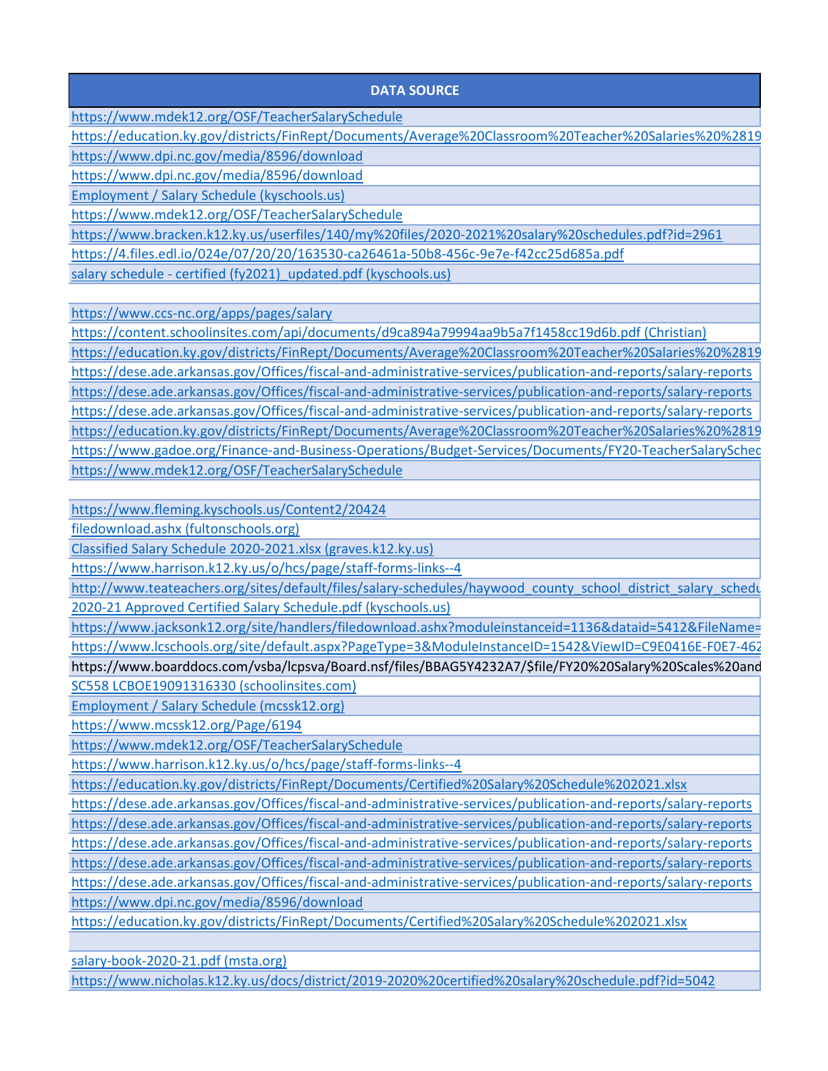| DATA SOURCE |
| --- |
| https://www.mdek12.org/OSF/TeacherSalarySchedule |
| https://education.ky.gov/districts/FinRept/Documents/Average%20Classroom%20Teacher%20Salaries%20%2819 |
| https://www.dpi.nc.gov/media/8596/download |
| https://www.dpi.nc.gov/media/8596/download |
| Employment / Salary Schedule (kyschools.us) |
| https://www.mdek12.org/OSF/TeacherSalarySchedule |
| https://www.bracken.k12.ky.us/userfiles/140/my%20files/2020-2021%20salary%20schedules.pdf?id=2961 |
| https://4.files.edl.io/024e/07/20/20/163530-ca26461a-50b8-456c-9e7e-f42cc25d685a.pdf |
| salary schedule - certified (fy2021)_updated.pdf (kyschools.us) |
| |
| https://www.ccs-nc.org/apps/pages/salary |
| https://content.schoolinsites.com/api/documents/d9ca894a79994aa9b5a7f1458cc19d6b.pdf (Christian) |
| https://education.ky.gov/districts/FinRept/Documents/Average%20Classroom%20Teacher%20Salaries%20%2819 |
| https://dese.ade.arkansas.gov/Offices/fiscal-and-administrative-services/publication-and-reports/salary-reports |
| https://dese.ade.arkansas.gov/Offices/fiscal-and-administrative-services/publication-and-reports/salary-reports |
| https://dese.ade.arkansas.gov/Offices/fiscal-and-administrative-services/publication-and-reports/salary-reports |
| https://education.ky.gov/districts/FinRept/Documents/Average%20Classroom%20Teacher%20Salaries%20%2819 |
| https://www.gadoe.org/Finance-and-Business-Operations/Budget-Services/Documents/FY20-TeacherSalarySched |
| https://www.mdek12.org/OSF/TeacherSalarySchedule |
| |
| https://www.fleming.kyschools.us/Content2/20424 |
| filedownload.ashx (fultonschools.org) |
| Classified Salary Schedule 2020-2021.xlsx (graves.k12.ky.us) |
| https://www.harrison.k12.ky.us/o/hcs/page/staff-forms-links--4 |
| http://www.teateachers.org/sites/default/files/salary-schedules/haywood_county_school_district_salary_schedu |
| 2020-21 Approved Certified Salary Schedule.pdf (kyschools.us) |
| https://www.jacksonk12.org/site/handlers/filedownload.ashx?moduleinstanceid=1136&dataid=5412&FileName= |
| https://www.lcschools.org/site/default.aspx?PageType=3&ModuleInstanceID=1542&ViewID=C9E0416E-F0E7-462 |
| https://www.boarddocs.com/vsba/lcpsva/Board.nsf/files/BBAG5Y4232A7/$file/FY20%20Salary%20Scales%20and |
| SC558 LCBOE19091316330 (schoolinsites.com) |
| Employment / Salary Schedule (mcssk12.org) |
| https://www.mcssk12.org/Page/6194 |
| https://www.mdek12.org/OSF/TeacherSalarySchedule |
| https://www.harrison.k12.ky.us/o/hcs/page/staff-forms-links--4 |
| https://education.ky.gov/districts/FinRept/Documents/Certified%20Salary%20Schedule%202021.xlsx |
| https://dese.ade.arkansas.gov/Offices/fiscal-and-administrative-services/publication-and-reports/salary-reports |
| https://dese.ade.arkansas.gov/Offices/fiscal-and-administrative-services/publication-and-reports/salary-reports |
| https://dese.ade.arkansas.gov/Offices/fiscal-and-administrative-services/publication-and-reports/salary-reports |
| https://dese.ade.arkansas.gov/Offices/fiscal-and-administrative-services/publication-and-reports/salary-reports |
| https://dese.ade.arkansas.gov/Offices/fiscal-and-administrative-services/publication-and-reports/salary-reports |
| https://www.dpi.nc.gov/media/8596/download |
| https://education.ky.gov/districts/FinRept/Documents/Certified%20Salary%20Schedule%202021.xlsx |
| |
| salary-book-2020-21.pdf (msta.org) |
| https://www.nicholas.k12.ky.us/docs/district/2019-2020%20certified%20salary%20schedule.pdf?id=5042 |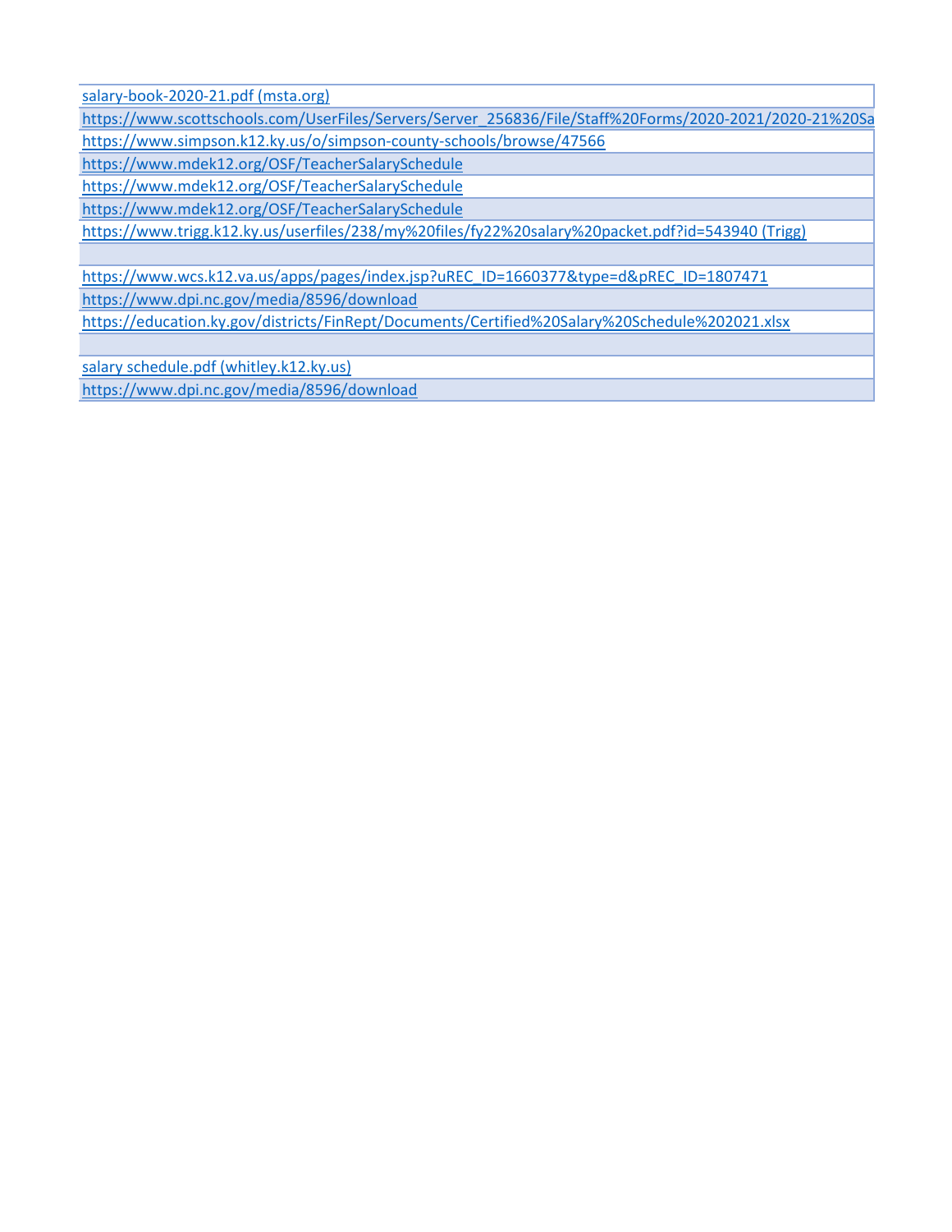| salary-book-2020-21.pdf (msta.org) |
| --- |
| https://www.scottschools.com/UserFiles/Servers/Server_256836/File/Staff%20Forms/2020-2021/2020-21%20Sa |
| https://www.simpson.k12.ky.us/o/simpson-county-schools/browse/47566 |
| https://www.mdek12.org/OSF/TeacherSalarySchedule |
| https://www.mdek12.org/OSF/TeacherSalarySchedule |
| https://www.mdek12.org/OSF/TeacherSalarySchedule |
| https://www.trigg.k12.ky.us/userfiles/238/my%20files/fy22%20salary%20packet.pdf?id=543940 (Trigg) |
| |
| https://www.wcs.k12.va.us/apps/pages/index.jsp?uREC_ID=1660377&type=d&pREC_ID=1807471 |
| https://www.dpi.nc.gov/media/8596/download |
| https://education.ky.gov/districts/FinRept/Documents/Certified%20Salary%20Schedule%202021.xlsx |
| |
| salary schedule.pdf (whitley.k12.ky.us) |
| https://www.dpi.nc.gov/media/8596/download |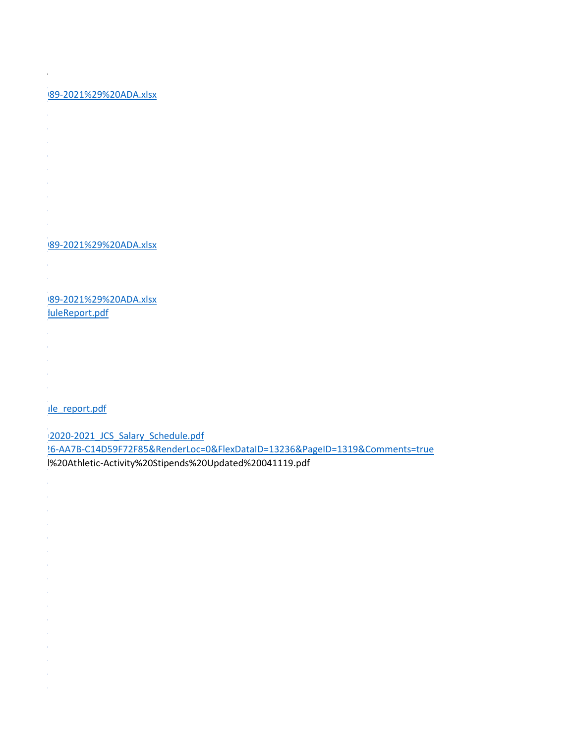)89-2021%29%20ADA.xlsx

)89-2021%29%20ADA.xlsx

)89-2021%29%20ADA.xlsx
duleReport.pdf

ule_report.pdf

:2020-2021_JCS_Salary_Schedule.pdf
26-AA7B-C14D59F72F85&RenderLoc=0&FlexDataID=13236&PageID=1319&Comments=true
l%20Athletic-Activity%20Stipends%20Updated%20041119.pdf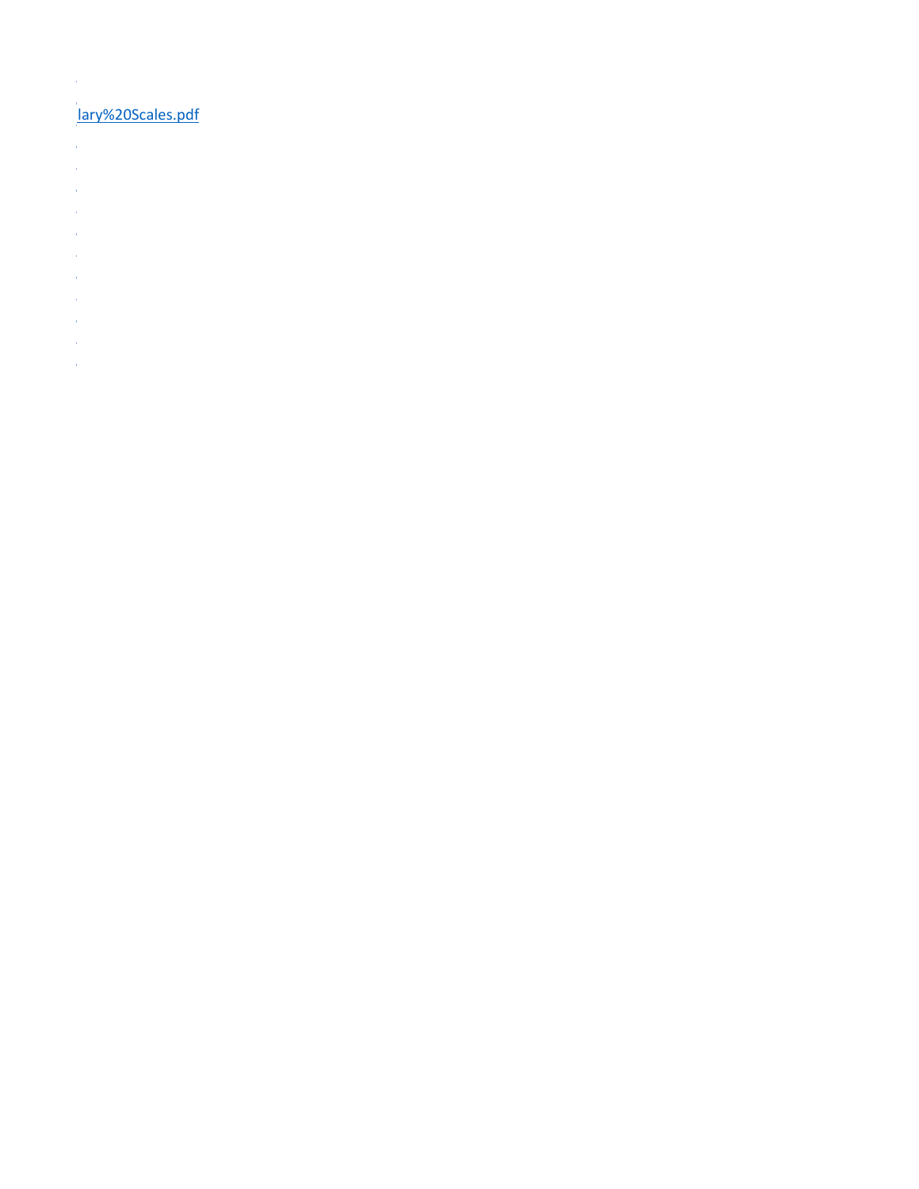lary%20Scales.pdf